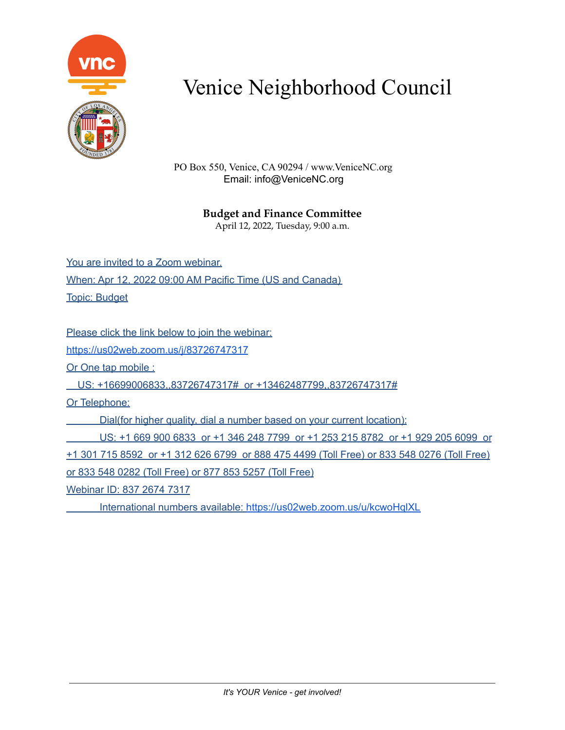# Venice Neighborhood Council

PO Box 550, Venice, CA 90294 / www.VeniceNC.org
Email: info@VeniceNC.org

**Budget and Finance Committee**
April 12, 2022, Tuesday, 9:00 a.m.

You are invited to a Zoom webinar.

When: Apr 12, 2022 09:00 AM Pacific Time (US and Canada)

Topic: Budget

Please click the link below to join the webinar:

https://us02web.zoom.us/j/83726747317

Or One tap mobile :

US: +16699006833,,83726747317# or +13462487799,,83726747317#

Or Telephone:

Dial(for higher quality, dial a number based on your current location):

US: +1 669 900 6833 or +1 346 248 7799 or +1 253 215 8782 or +1 929 205 6099 or +1 301 715 8592 or +1 312 626 6799 or 888 475 4499 (Toll Free) or 833 548 0276 (Toll Free) or 833 548 0282 (Toll Free) or 877 853 5257 (Toll Free)

Webinar ID: 837 2674 7317

International numbers available: https://us02web.zoom.us/u/kcwoHqlXL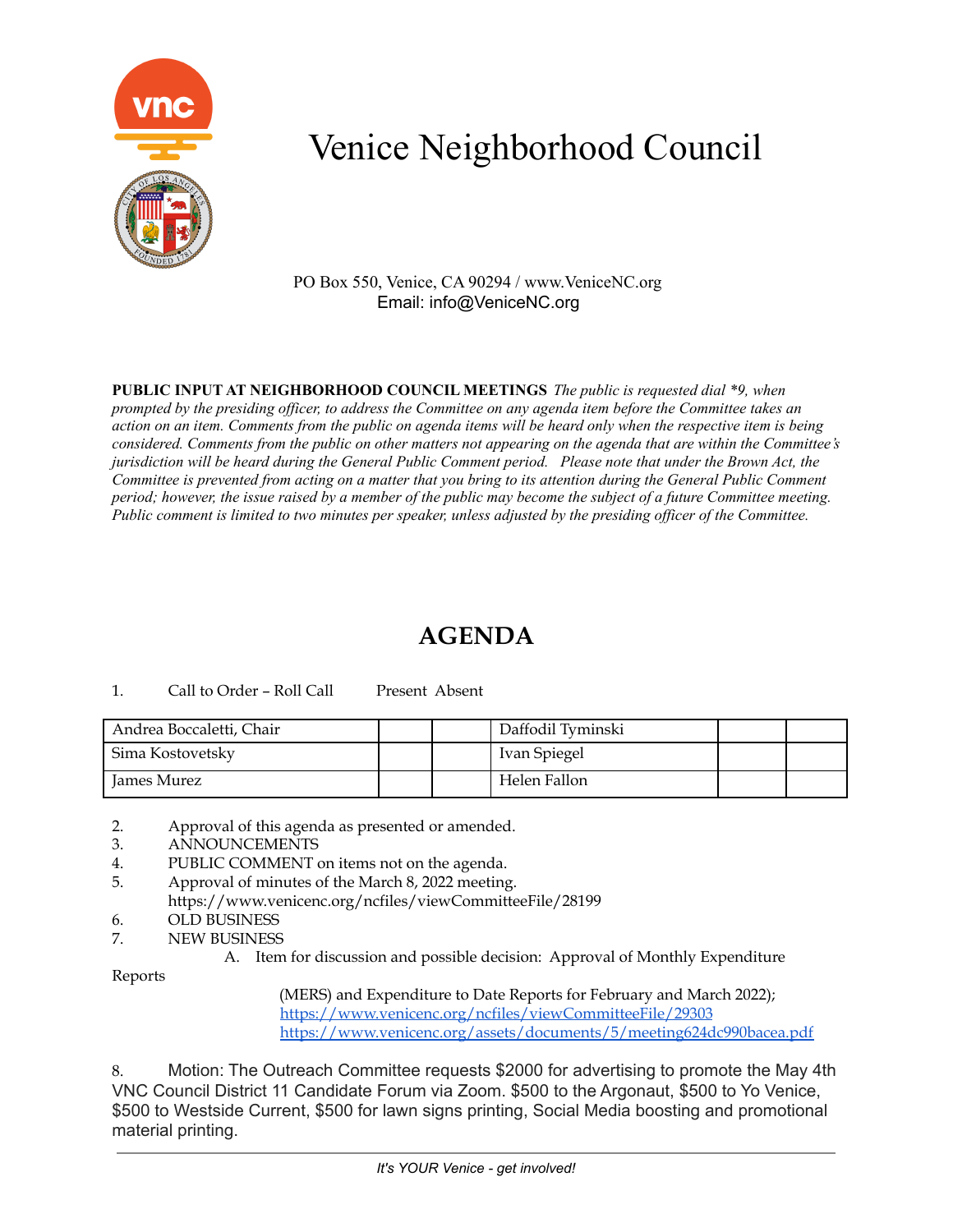# Venice Neighborhood Council

PO Box 550, Venice, CA 90294 / www.VeniceNC.org
Email: info@VeniceNC.org

**PUBLIC INPUT AT NEIGHBORHOOD COUNCIL MEETINGS** *The public is requested dial *9, when prompted by the presiding officer, to address the Committee on any agenda item before the Committee takes an action on an item. Comments from the public on agenda items will be heard only when the respective item is being considered. Comments from the public on other matters not appearing on the agenda that are within the Committee's jurisdiction will be heard during the General Public Comment period. Please note that under the Brown Act, the Committee is prevented from acting on a matter that you bring to its attention during the General Public Comment period; however, the issue raised by a member of the public may become the subject of a future Committee meeting. Public comment is limited to two minutes per speaker, unless adjusted by the presiding officer of the Committee.*

## AGENDA

1. Call to Order – Roll Call

| | Present | Absent | | Present | Absent |
|---|---|---|---|---|---|
| Andrea Boccaletti, Chair | | | Daffodil Tyminski | | |
| Sima Kostovetsky | | | Ivan Spiegel | | |
| James Murez | | | Helen Fallon | | |

2. Approval of this agenda as presented or amended.
3. ANNOUNCEMENTS
4. PUBLIC COMMENT on items not on the agenda.
5. Approval of minutes of the March 8, 2022 meeting.
   https://www.venicenc.org/ncfiles/viewCommitteeFile/28199
6. OLD BUSINESS
7. NEW BUSINESS
   A. Item for discussion and possible decision: Approval of Monthly Expenditure Reports (MERS) and Expenditure to Date Reports for February and March 2022);
   https://www.venicenc.org/ncfiles/viewCommitteeFile/29303
   https://www.venicenc.org/assets/documents/5/meeting624dc990bacea.pdf

8. Motion: The Outreach Committee requests $2000 for advertising to promote the May 4th VNC Council District 11 Candidate Forum via Zoom. $500 to the Argonaut, $500 to Yo Venice, $500 to Westside Current, $500 for lawn signs printing, Social Media boosting and promotional material printing.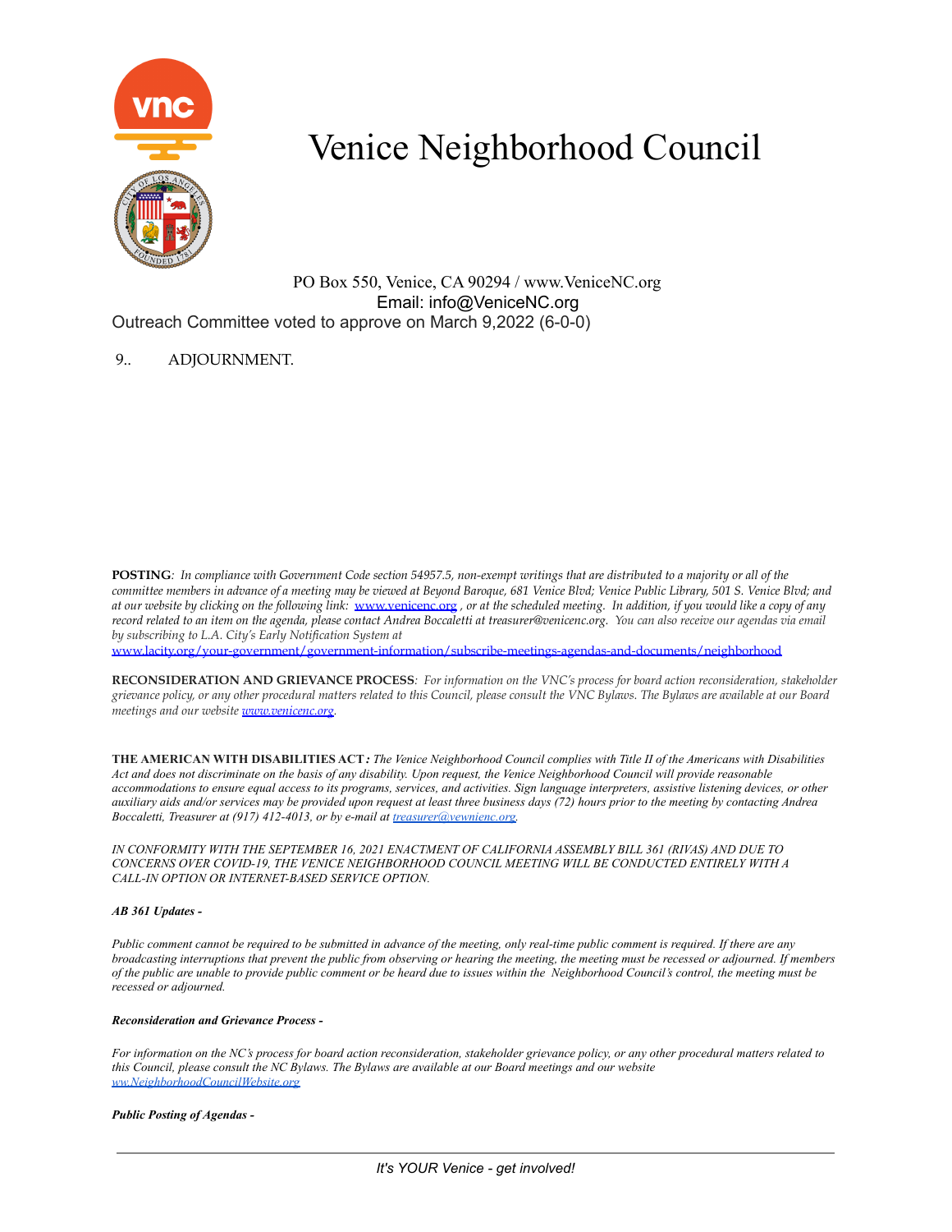# Venice Neighborhood Council

PO Box 550, Venice, CA 90294 / www.VeniceNC.org
Email: info@VeniceNC.org

Outreach Committee voted to approve on March 9,2022 (6-0-0)

9.. ADJOURNMENT.

**POSTING**: *In compliance with Government Code section 54957.5, non-exempt writings that are distributed to a majority or all of the committee members in advance of a meeting may be viewed at Beyond Baroque, 681 Venice Blvd; Venice Public Library, 501 S. Venice Blvd; and at our website by clicking on the following link: [www.venicenc.org](www.venicenc.org) , or at the scheduled meeting. In addition, if you would like a copy of any record related to an item on the agenda, please contact Andrea Boccaletti at treasurer@venicenc.org. You can also receive our agendas via email by subscribing to L.A. City's Early Notification System at* [www.lacity.org/your-government/government-information/subscribe-meetings-agendas-and-documents/neighborhood](www.lacity.org/your-government/government-information/subscribe-meetings-agendas-and-documents/neighborhood)

**RECONSIDERATION AND GRIEVANCE PROCESS**: *For information on the VNC's process for board action reconsideration, stakeholder grievance policy, or any other procedural matters related to this Council, please consult the VNC Bylaws. The Bylaws are available at our Board meetings and our website [www.venicenc.org](www.venicenc.org).*

**THE AMERICAN WITH DISABILITIES ACT**: *The Venice Neighborhood Council complies with Title II of the Americans with Disabilities Act and does not discriminate on the basis of any disability. Upon request, the Venice Neighborhood Council will provide reasonable accommodations to ensure equal access to its programs, services, and activities. Sign language interpreters, assistive listening devices, or other auxiliary aids and/or services may be provided upon request at least three business days (72) hours prior to the meeting by contacting Andrea Boccaletti, Treasurer at (917) 412-4013, or by e-mail at [treasurer@vewnienc.org](treasurer@vewnienc.org).*

*IN CONFORMITY WITH THE SEPTEMBER 16, 2021 ENACTMENT OF CALIFORNIA ASSEMBLY BILL 361 (RIVAS) AND DUE TO CONCERNS OVER COVID-19, THE VENICE NEIGHBORHOOD COUNCIL MEETING WILL BE CONDUCTED ENTIRELY WITH A CALL-IN OPTION OR INTERNET-BASED SERVICE OPTION.*

***AB 361 Updates -***

*Public comment cannot be required to be submitted in advance of the meeting, only real-time public comment is required. If there are any broadcasting interruptions that prevent the public from observing or hearing the meeting, the meeting must be recessed or adjourned. If members of the public are unable to provide public comment or be heard due to issues within the Neighborhood Council's control, the meeting must be recessed or adjourned.*

***Reconsideration and Grievance Process -***

*For information on the NC's process for board action reconsideration, stakeholder grievance policy, or any other procedural matters related to this Council, please consult the NC Bylaws. The Bylaws are available at our Board meetings and our website [ww.NeighborhoodCouncilWebsite.org](ww.NeighborhoodCouncilWebsite.org)*

***Public Posting of Agendas -***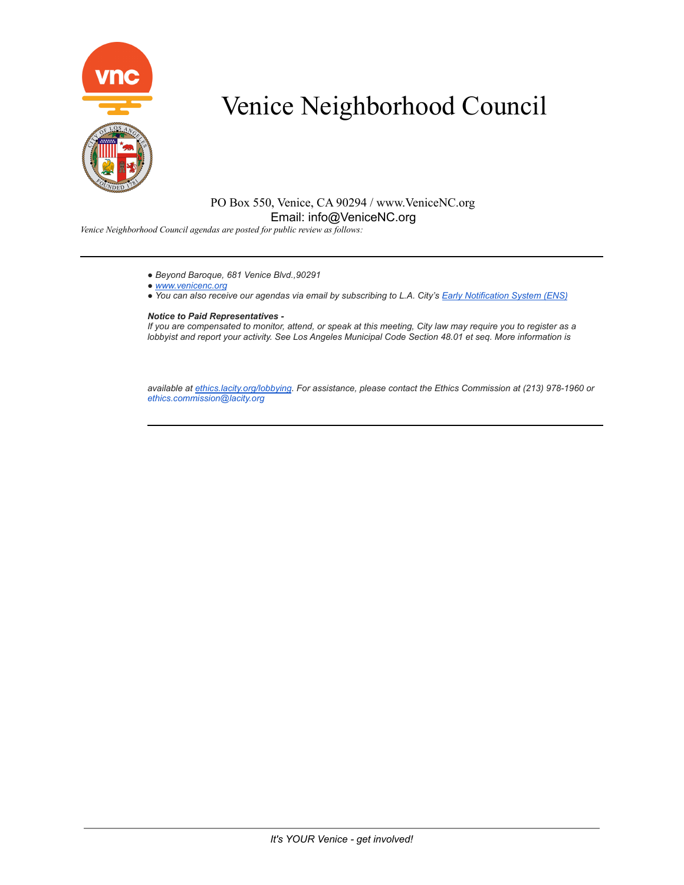# Venice Neighborhood Council

PO Box 550, Venice, CA 90294 / www.VeniceNC.org
Email: info@VeniceNC.org

*Venice Neighborhood Council agendas are posted for public review as follows:*

---

- *Beyond Baroque, 681 Venice Blvd.,90291*
- *www.venicenc.org*
- *You can also receive our agendas via email by subscribing to L.A. City's Early Notification System (ENS)*

***Notice to Paid Representatives -***
*If you are compensated to monitor, attend, or speak at this meeting, City law may require you to register as a lobbyist and report your activity. See Los Angeles Municipal Code Section 48.01 et seq. More information is available at ethics.lacity.org/lobbying. For assistance, please contact the Ethics Commission at (213) 978-1960 or ethics.commission@lacity.org*

---

*It's YOUR Venice - get involved!*